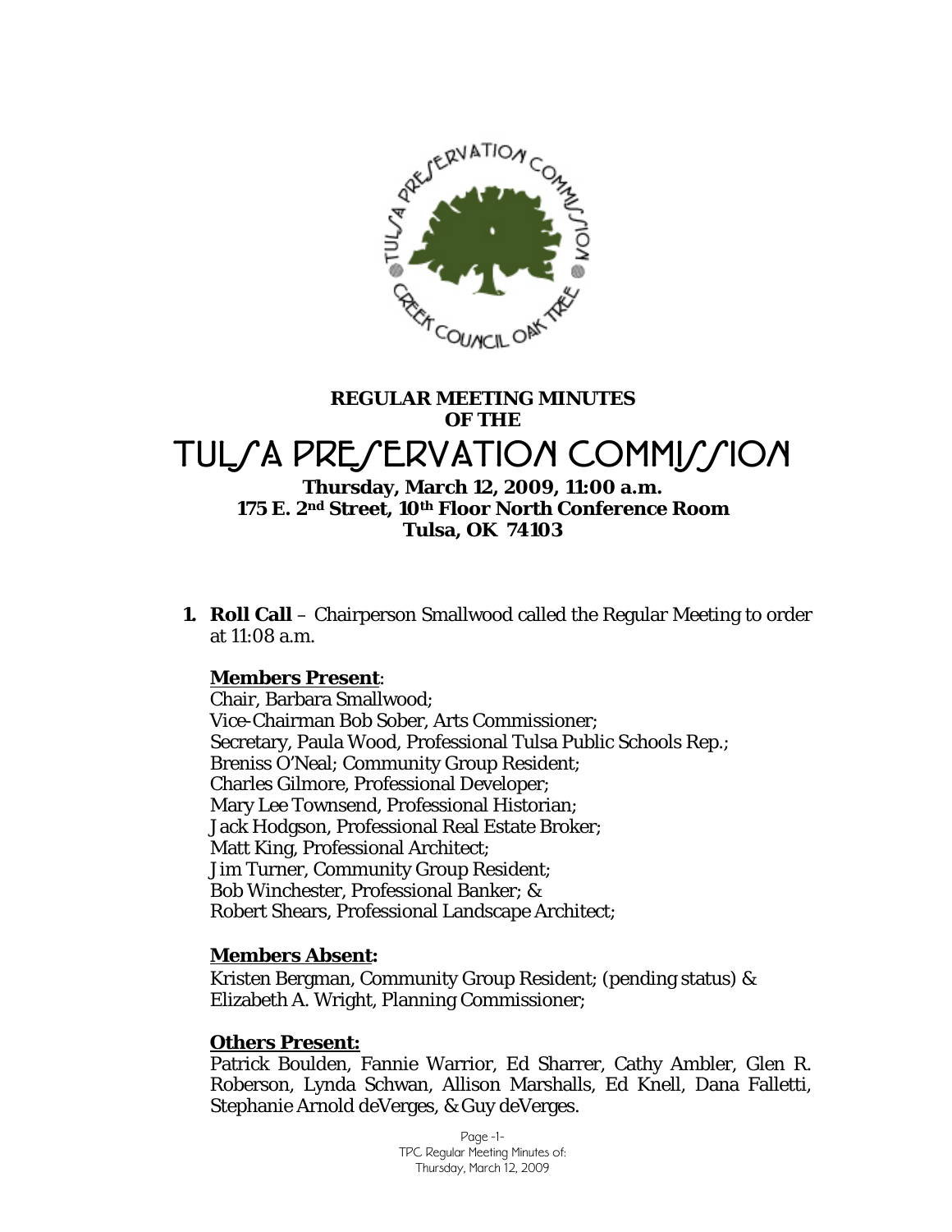**REGULAR MEETING MINUTES OF THE**

# TULSA PRESERVATION COMMISSION

**Thursday, March 12, 2009, 11:00 a.m.**
**175 E. 2nd Street, 10th Floor North Conference Room**
**Tulsa, OK 74103**

1. **Roll Call** – Chairperson Smallwood called the Regular Meeting to order at 11:08 a.m.

   **Members Present**:
   Chair, Barbara Smallwood;
   Vice-Chairman Bob Sober, Arts Commissioner;
   Secretary, Paula Wood, Professional Tulsa Public Schools Rep.;
   Breniss O'Neal; Community Group Resident;
   Charles Gilmore, Professional Developer;
   Mary Lee Townsend, Professional Historian;
   Jack Hodgson, Professional Real Estate Broker;
   Matt King, Professional Architect;
   Jim Turner, Community Group Resident;
   Bob Winchester, Professional Banker; &
   Robert Shears, Professional Landscape Architect;

   **Members Absent:**
   Kristen Bergman, Community Group Resident; (pending status) &
   Elizabeth A. Wright, Planning Commissioner;

   **Others Present:**
   Patrick Boulden, Fannie Warrior, Ed Sharrer, Cathy Ambler, Glen R. Roberson, Lynda Schwan, Allison Marshalls, Ed Knell, Dana Falletti, Stephanie Arnold deVerges, & Guy deVerges.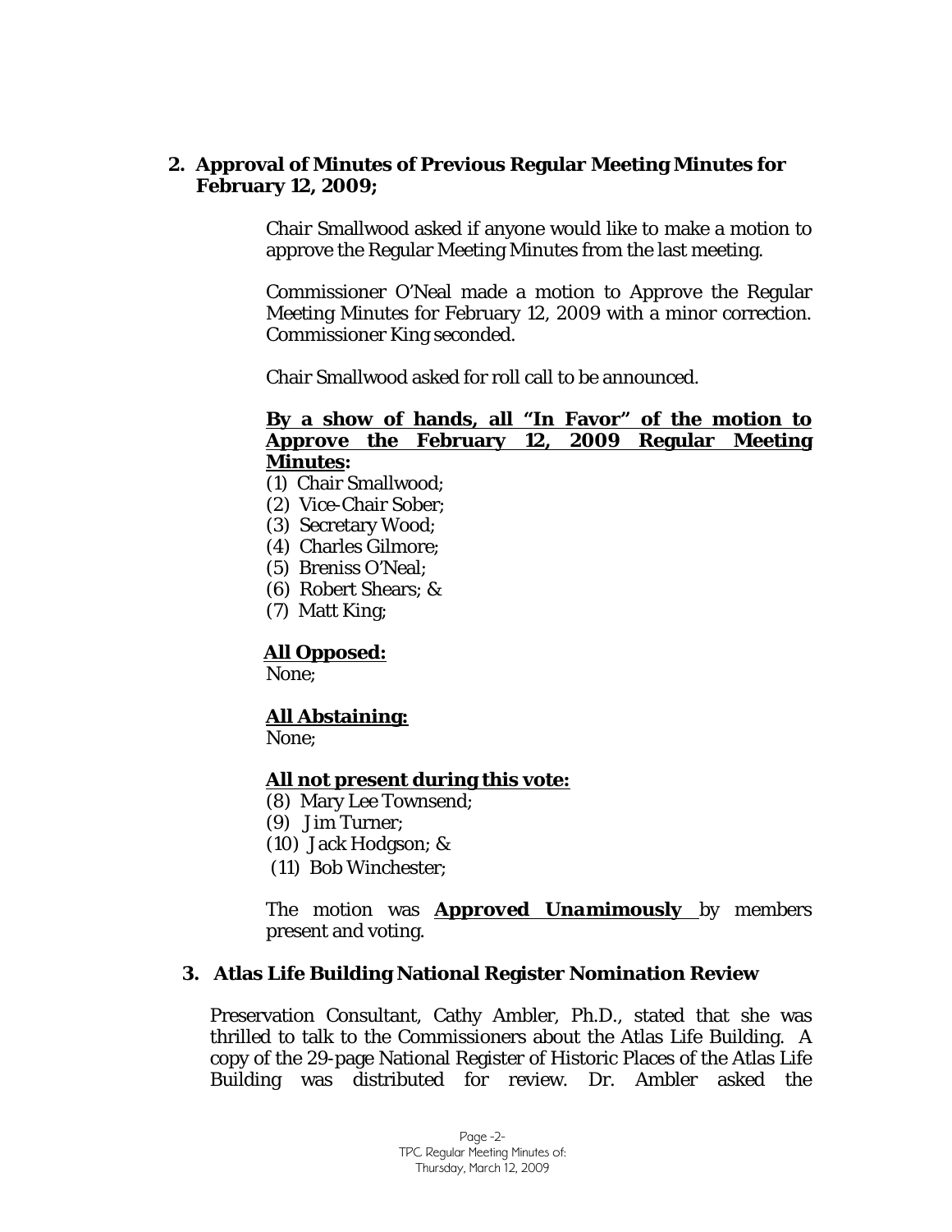**2. Approval of Minutes of Previous Regular Meeting Minutes for February 12, 2009;**

Chair Smallwood asked if anyone would like to make a motion to approve the Regular Meeting Minutes from the last meeting.

Commissioner O'Neal made a motion to Approve the Regular Meeting Minutes for February 12, 2009 with a minor correction. Commissioner King seconded.

Chair Smallwood asked for roll call to be announced.

**By a show of hands, all "In Favor" of the motion to Approve the February 12, 2009 Regular Meeting Minutes:**

(1) Chair Smallwood;
(2) Vice-Chair Sober;
(3) Secretary Wood;
(4) Charles Gilmore;
(5) Breniss O'Neal;
(6) Robert Shears; &
(7) Matt King;

**All Opposed:**

None;

**All Abstaining:**

None;

**All not present during this vote:**

(8) Mary Lee Townsend;
(9) Jim Turner;
(10) Jack Hodgson; &
(11) Bob Winchester;

The motion was ***Approved Unamimously*** by members present and voting.

**3. Atlas Life Building National Register Nomination Review**

Preservation Consultant, Cathy Ambler, Ph.D., stated that she was thrilled to talk to the Commissioners about the Atlas Life Building. A copy of the 29-page National Register of Historic Places of the Atlas Life Building was distributed for review. Dr. Ambler asked the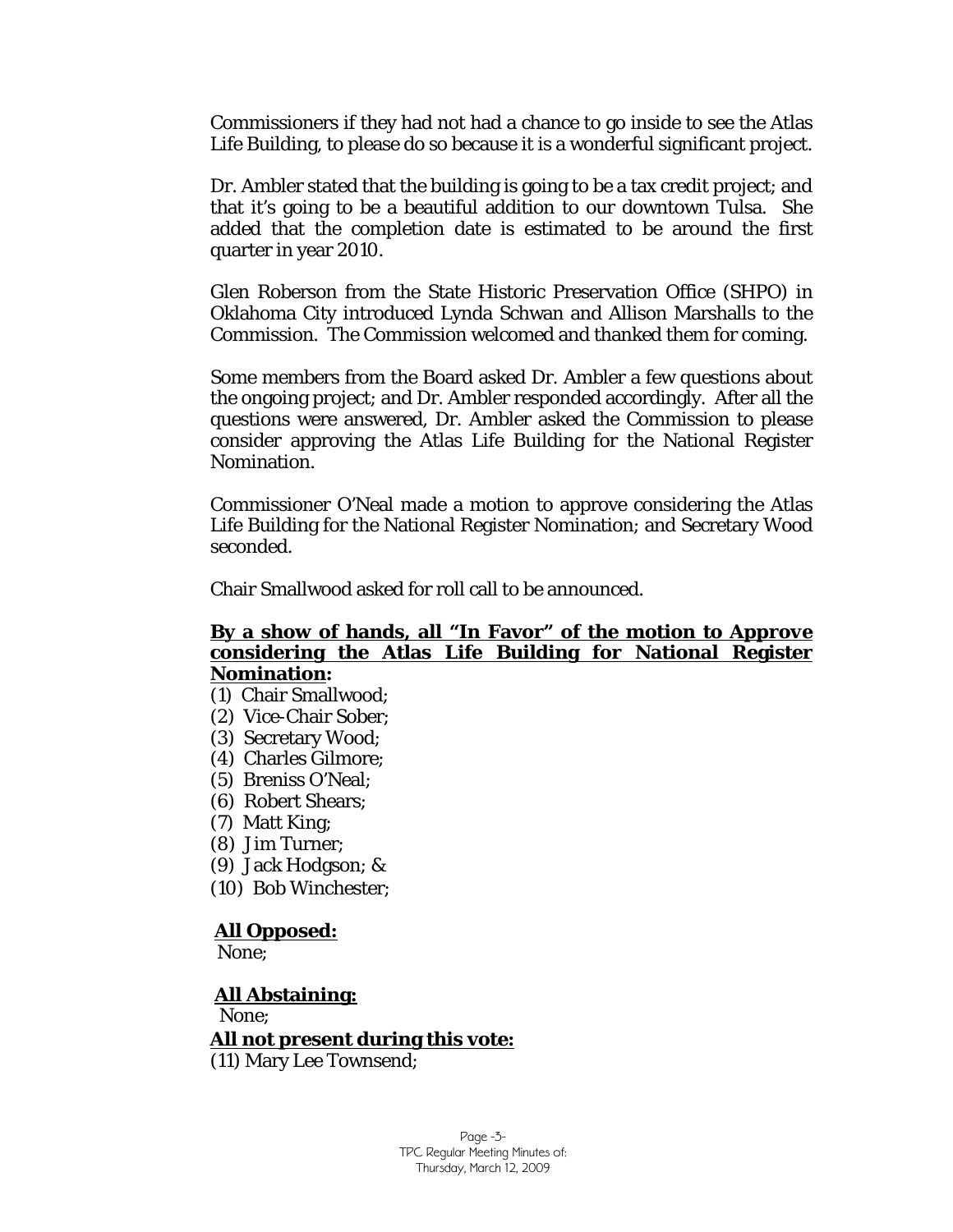Commissioners if they had not had a chance to go inside to see the Atlas Life Building, to please do so because it is a wonderful significant project.

Dr. Ambler stated that the building is going to be a tax credit project; and that it's going to be a beautiful addition to our downtown Tulsa. She added that the completion date is estimated to be around the first quarter in year 2010.

Glen Roberson from the State Historic Preservation Office (SHPO) in Oklahoma City introduced Lynda Schwan and Allison Marshalls to the Commission. The Commission welcomed and thanked them for coming.

Some members from the Board asked Dr. Ambler a few questions about the ongoing project; and Dr. Ambler responded accordingly. After all the questions were answered, Dr. Ambler asked the Commission to please consider approving the Atlas Life Building for the National Register Nomination.

Commissioner O'Neal made a motion to approve considering the Atlas Life Building for the National Register Nomination; and Secretary Wood seconded.

Chair Smallwood asked for roll call to be announced.

**By a show of hands, all "In Favor" of the motion to Approve considering the Atlas Life Building for National Register Nomination:**

(1) Chair Smallwood;
(2) Vice-Chair Sober;
(3) Secretary Wood;
(4) Charles Gilmore;
(5) Breniss O'Neal;
(6) Robert Shears;
(7) Matt King;
(8) Jim Turner;
(9) Jack Hodgson; &
(10) Bob Winchester;

**All Opposed:**
None;

**All Abstaining:**
None;

**All not present during this vote:**
(11) Mary Lee Townsend;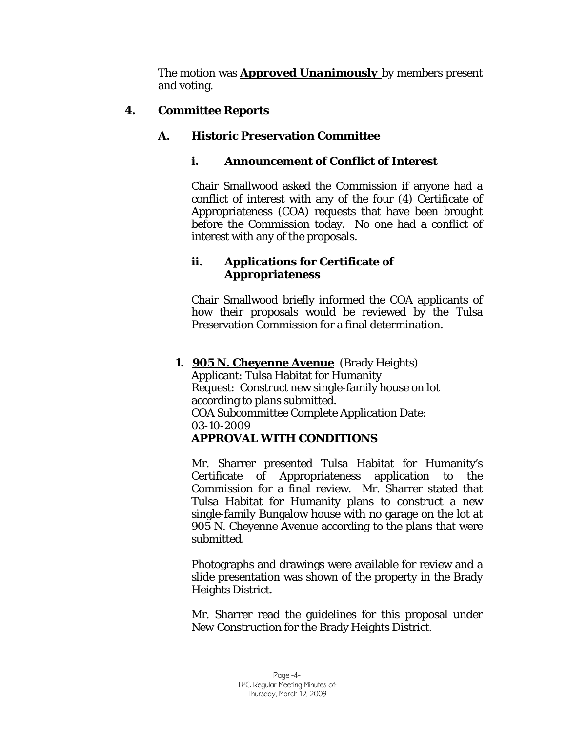The motion was ***Approved Unanimously*** by members present and voting.

## 4. Committee Reports

### A. Historic Preservation Committee

#### i. Announcement of Conflict of Interest

Chair Smallwood asked the Commission if anyone had a conflict of interest with any of the four (4) Certificate of Appropriateness (COA) requests that have been brought before the Commission today. No one had a conflict of interest with any of the proposals.

#### ii. Applications for Certificate of Appropriateness

Chair Smallwood briefly informed the COA applicants of how their proposals would be reviewed by the Tulsa Preservation Commission for a final determination.

**1. 905 N. Cheyenne Avenue** (Brady Heights)
Applicant: Tulsa Habitat for Humanity
Request: Construct new single-family house on lot according to plans submitted.
COA Subcommittee Complete Application Date: 03-10-2009
**APPROVAL WITH CONDITIONS**

Mr. Sharrer presented Tulsa Habitat for Humanity's Certificate of Appropriateness application to the Commission for a final review. Mr. Sharrer stated that Tulsa Habitat for Humanity plans to construct a new single-family Bungalow house with no garage on the lot at 905 N. Cheyenne Avenue according to the plans that were submitted.

Photographs and drawings were available for review and a slide presentation was shown of the property in the Brady Heights District.

Mr. Sharrer read the guidelines for this proposal under New Construction for the Brady Heights District.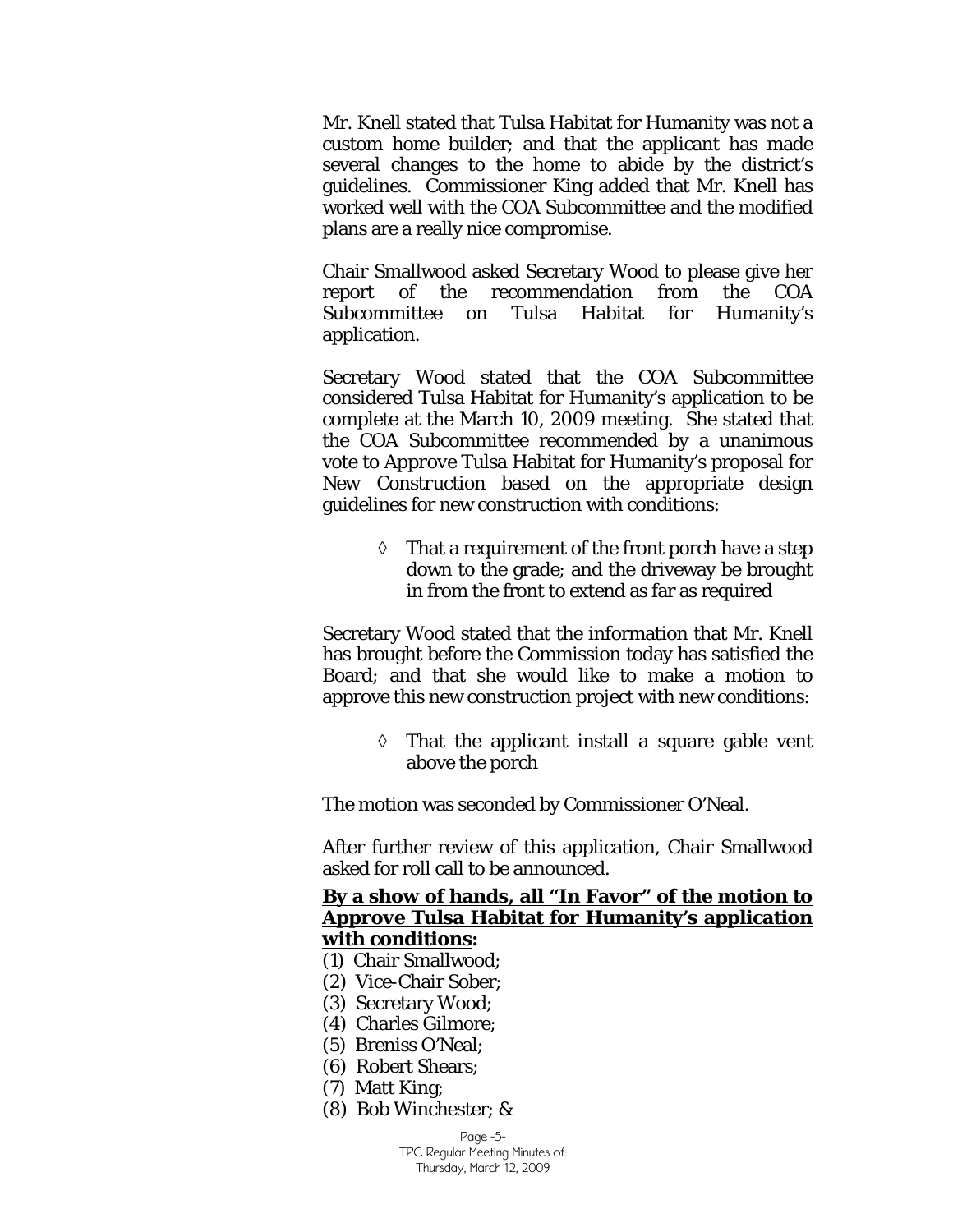Mr. Knell stated that Tulsa Habitat for Humanity was not a custom home builder; and that the applicant has made several changes to the home to abide by the district's guidelines. Commissioner King added that Mr. Knell has worked well with the COA Subcommittee and the modified plans are a really nice compromise.

Chair Smallwood asked Secretary Wood to please give her report of the recommendation from the COA Subcommittee on Tulsa Habitat for Humanity's application.

Secretary Wood stated that the COA Subcommittee considered Tulsa Habitat for Humanity's application to be complete at the March 10, 2009 meeting. She stated that the COA Subcommittee recommended by a unanimous vote to *Approve* Tulsa Habitat for Humanity's proposal for *New Construction* based on the appropriate design guidelines for new construction with conditions:

> ◊ That a requirement of the front porch have a step down to the grade; and the driveway be brought in from the front to extend as far as required

Secretary Wood stated that the information that Mr. Knell has brought before the Commission today has satisfied the Board; and that she would like to make a motion to approve this new construction project with new conditions:

> ◊ That the applicant install a square gable vent above the porch

The motion was seconded by Commissioner O'Neal.

After further review of this application, Chair Smallwood asked for roll call to be announced.

**<u>By a show of hands, all "In Favor" of the motion to Approve Tulsa Habitat for Humanity's application with conditions</u>:**

(1) Chair Smallwood;
(2) Vice-Chair Sober;
(3) Secretary Wood;
(4) Charles Gilmore;
(5) Breniss O'Neal;
(6) Robert Shears;
(7) Matt King;
(8) Bob Winchester; &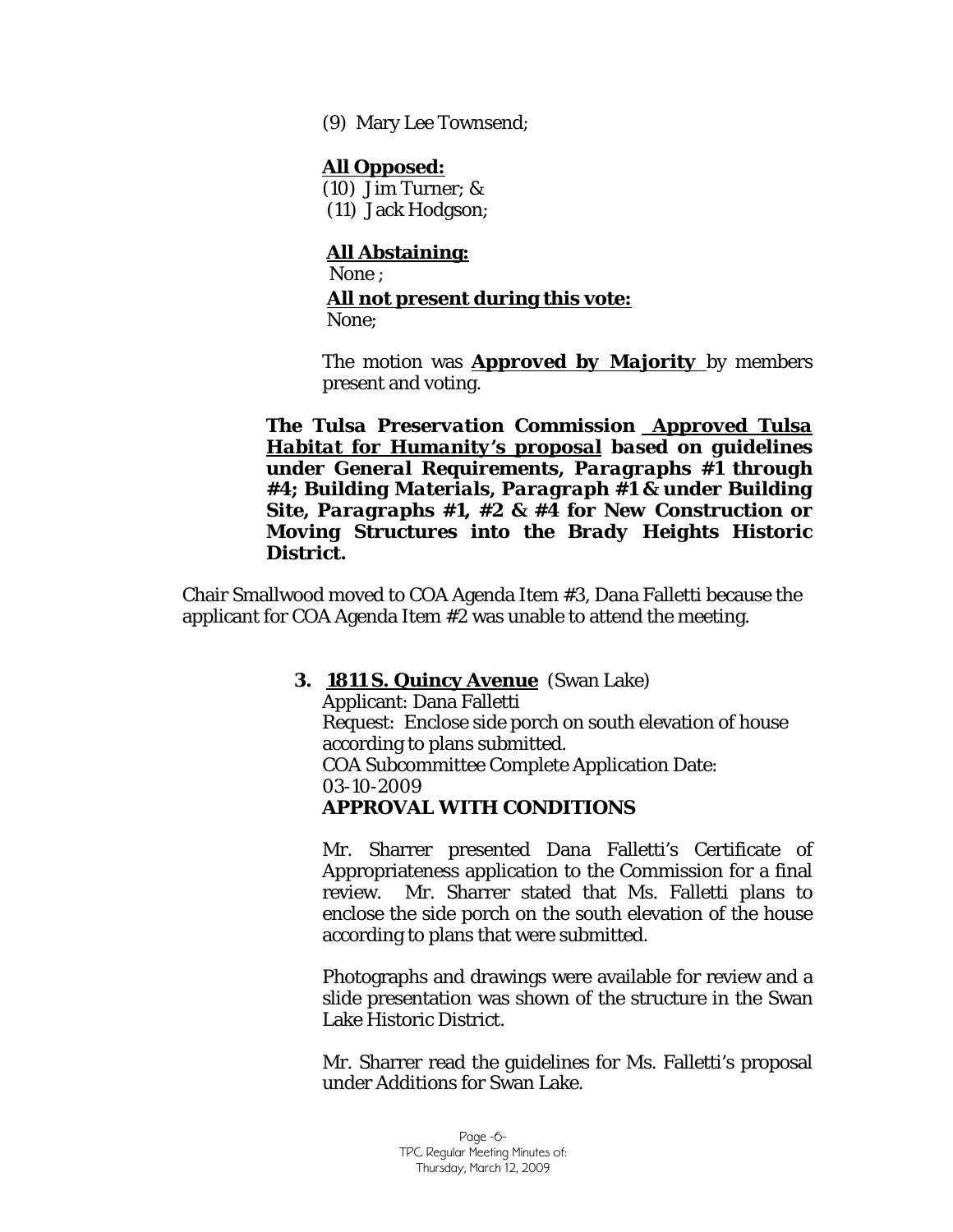(9) Mary Lee Townsend;

**All Opposed:**
(10) Jim Turner; &
(11) Jack Hodgson;

**All Abstaining:**
None ;
**All not present during this vote:**
None;

The motion was **Approved by Majority** by members present and voting.

***The Tulsa Preservation Commission Approved Tulsa Habitat for Humanity's proposal based on guidelines under General Requirements, Paragraphs #1 through #4; Building Materials, Paragraph #1 & under Building Site, Paragraphs #1, #2 & #4 for New Construction or Moving Structures into the Brady Heights Historic District.***

Chair Smallwood moved to COA Agenda Item #3, Dana Falletti because the applicant for COA Agenda Item #2 was unable to attend the meeting.

**3. 1811 S. Quincy Avenue** (Swan Lake)
Applicant: Dana Falletti
Request: Enclose side porch on south elevation of house according to plans submitted.
COA Subcommittee Complete Application Date: 03-10-2009
**APPROVAL WITH CONDITIONS**

Mr. Sharrer presented Dana Falletti's Certificate of Appropriateness application to the Commission for a final review. Mr. Sharrer stated that Ms. Falletti plans to enclose the side porch on the south elevation of the house according to plans that were submitted.

Photographs and drawings were available for review and a slide presentation was shown of the structure in the Swan Lake Historic District.

Mr. Sharrer read the guidelines for Ms. Falletti's proposal under Additions for Swan Lake.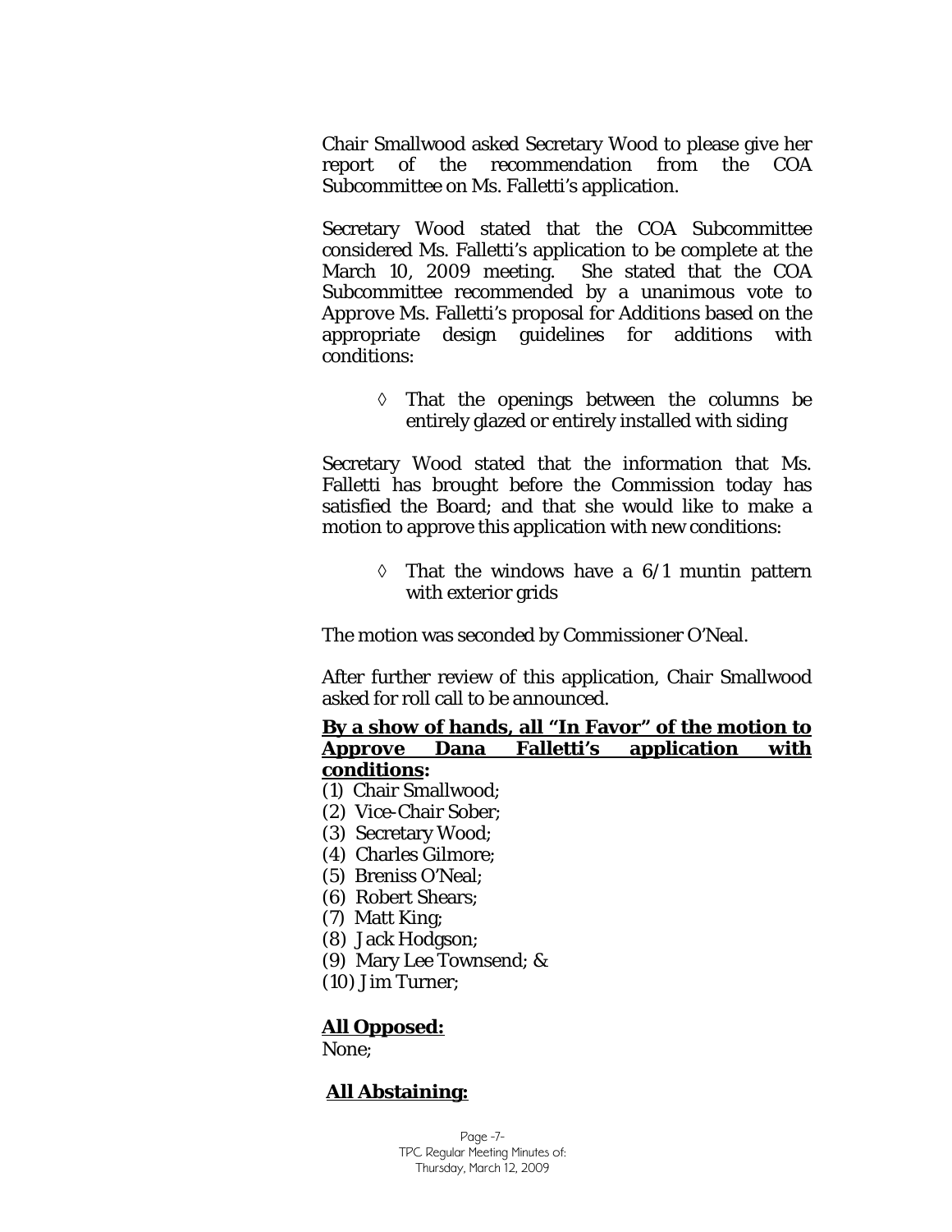Chair Smallwood asked Secretary Wood to please give her report of the recommendation from the COA Subcommittee on Ms. Falletti's application.

Secretary Wood stated that the COA Subcommittee considered Ms. Falletti's application to be complete at the March 10, 2009 meeting. She stated that the COA Subcommittee recommended by a unanimous vote to Approve Ms. Falletti's proposal for Additions based on the appropriate design guidelines for additions with conditions:

- ◊ That the openings between the columns be entirely glazed or entirely installed with siding

Secretary Wood stated that the information that Ms. Falletti has brought before the Commission today has satisfied the Board; and that she would like to make a motion to approve this application with new conditions:

- ◊ That the windows have a 6/1 muntin pattern with exterior grids

The motion was seconded by Commissioner O'Neal.

After further review of this application, Chair Smallwood asked for roll call to be announced.

**By a show of hands, all "In Favor" of the motion to Approve Dana Falletti's application with conditions:**

(1) Chair Smallwood;
(2) Vice-Chair Sober;
(3) Secretary Wood;
(4) Charles Gilmore;
(5) Breniss O'Neal;
(6) Robert Shears;
(7) Matt King;
(8) Jack Hodgson;
(9) Mary Lee Townsend; &
(10) Jim Turner;

**All Opposed:**

None;

**All Abstaining:**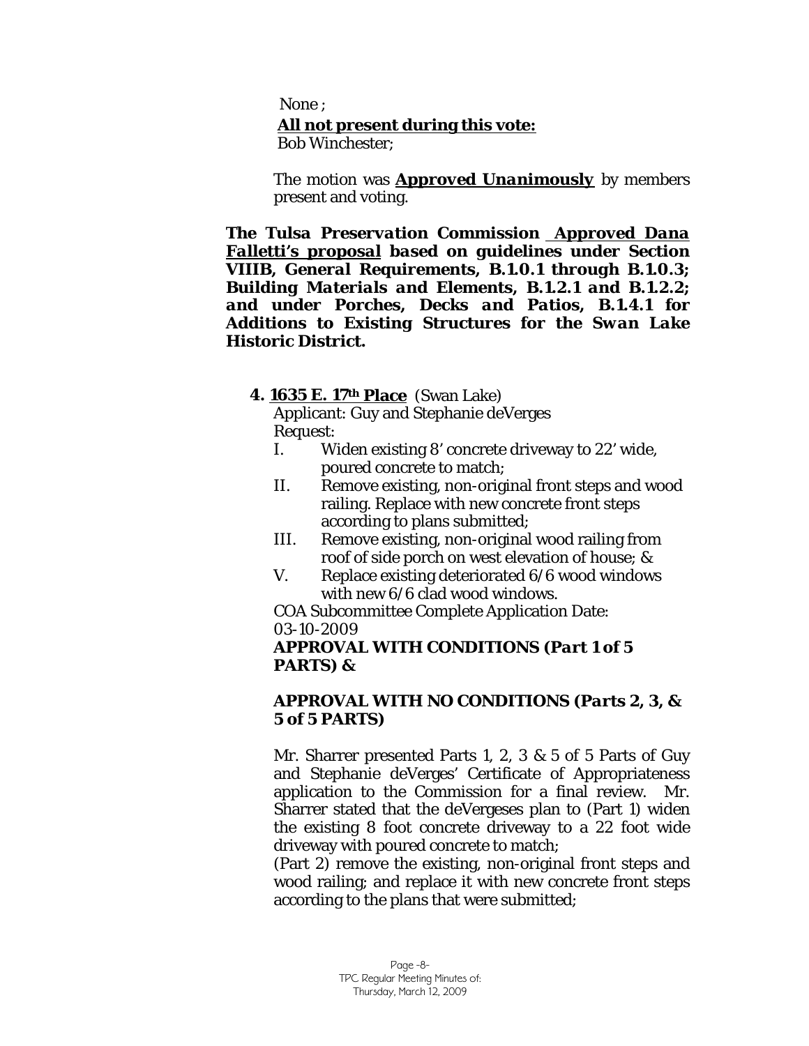None ;

**All not present during this vote:**

Bob Winchester;

The motion was ***Approved Unanimously*** by members present and voting.

***The Tulsa Preservation Commission Approved Dana Falletti's proposal based on guidelines under Section VIIIB, General Requirements, B.1.0.1 through B.1.0.3; Building Materials and Elements, B.1.2.1 and B.1.2.2; and under Porches, Decks and Patios, B.1.4.1 for Additions to Existing Structures for the Swan Lake Historic District.***

**4. 1635 E. 17th Place** (Swan Lake)

Applicant: Guy and Stephanie deVerges

Request:

I. Widen existing 8' concrete driveway to 22' wide, poured concrete to match;

II. Remove existing, non-original front steps and wood railing. Replace with new concrete front steps according to plans submitted;

III. Remove existing, non-original wood railing from roof of side porch on west elevation of house; &

V. Replace existing deteriorated 6/6 wood windows with new 6/6 clad wood windows.

COA Subcommittee Complete Application Date: 03-10-2009

***APPROVAL WITH CONDITIONS (Part 1 of 5 PARTS) &***

***APPROVAL WITH NO CONDITIONS (Parts 2, 3, & 5 of 5 PARTS)***

Mr. Sharrer presented Parts 1, 2, 3 & 5 of 5 Parts of Guy and Stephanie deVerges' Certificate of Appropriateness application to the Commission for a final review. Mr. Sharrer stated that the deVergeses plan to (Part 1) widen the existing 8 foot concrete driveway to a 22 foot wide driveway with poured concrete to match;

(Part 2) remove the existing, non-original front steps and wood railing; and replace it with new concrete front steps according to the plans that were submitted;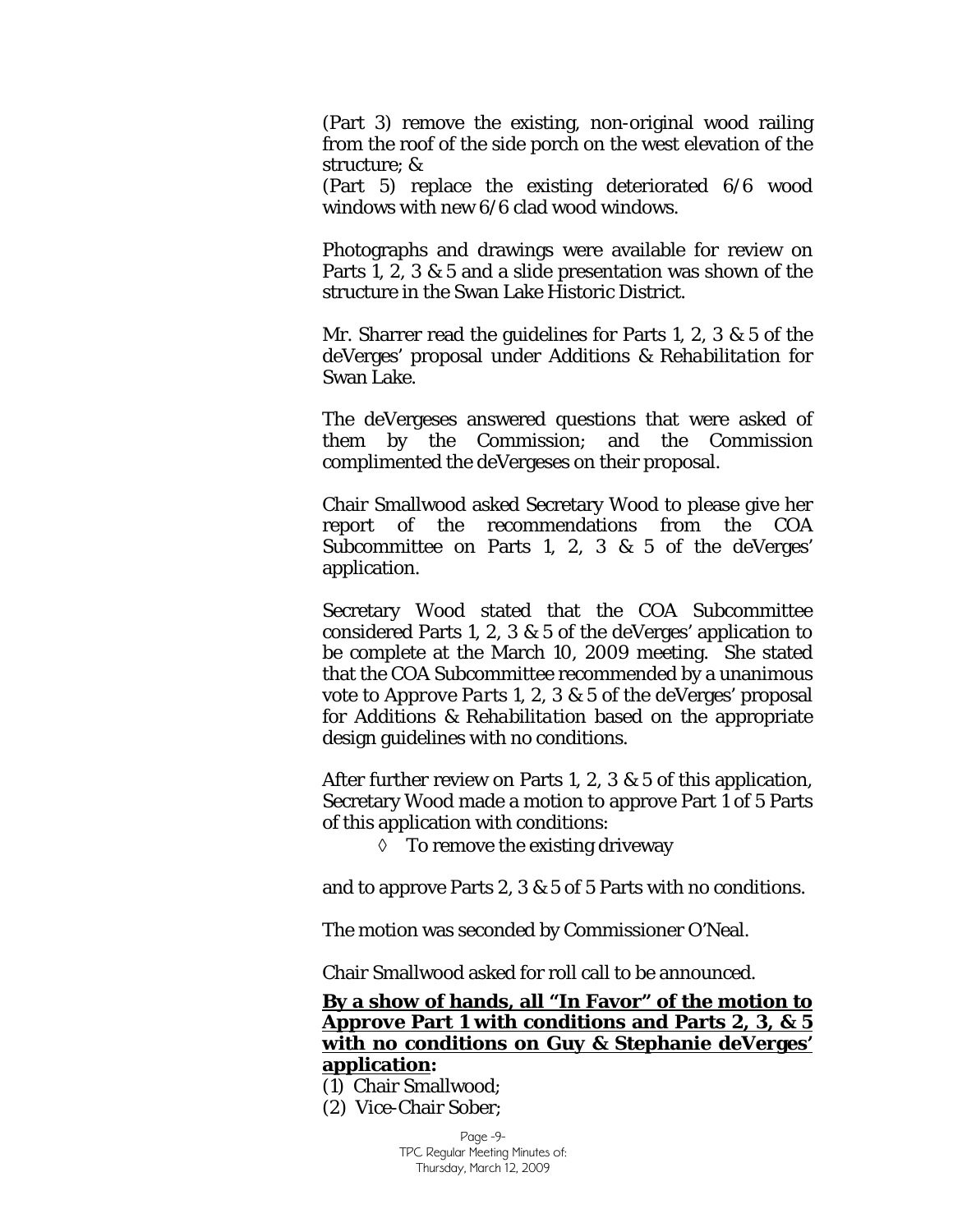(Part 3) remove the existing, non-original wood railing from the roof of the side porch on the west elevation of the structure; &

(Part 5) replace the existing deteriorated 6/6 wood windows with new 6/6 clad wood windows.

Photographs and drawings were available for review on Parts 1, 2, 3 & 5 and a slide presentation was shown of the structure in the Swan Lake Historic District.

Mr. Sharrer read the guidelines for Parts 1, 2, 3 & 5 of the deVerges' proposal under *Additions & Rehabilitation* for Swan Lake.

The deVergeses answered questions that were asked of them by the Commission; and the Commission complimented the deVergeses on their proposal.

Chair Smallwood asked Secretary Wood to please give her report of the recommendations from the COA Subcommittee on Parts 1, 2, 3 & 5 of the deVerges' application.

Secretary Wood stated that the COA Subcommittee considered Parts 1, 2, 3 & 5 of the deVerges' application to be complete at the March 10, 2009 meeting. She stated that the COA Subcommittee recommended by a unanimous vote to *Approve Parts 1, 2, 3 & 5* of the deVerges' proposal for *Additions & Rehabilitation* based on the appropriate design guidelines with no conditions.

After further review on Parts 1, 2, 3 & 5 of this application, Secretary Wood made a motion to approve Part 1 of 5 Parts of this application with conditions:

◊ To remove the existing driveway

and to approve Parts 2, 3 & 5 of 5 Parts with no conditions.

The motion was seconded by Commissioner O'Neal.

Chair Smallwood asked for roll call to be announced.

**By a show of hands, all "In Favor" of the motion to Approve Part 1 with conditions and Parts 2, 3, & 5 with no conditions on Guy & Stephanie deVerges' application:**

(1) Chair Smallwood;
(2) Vice-Chair Sober;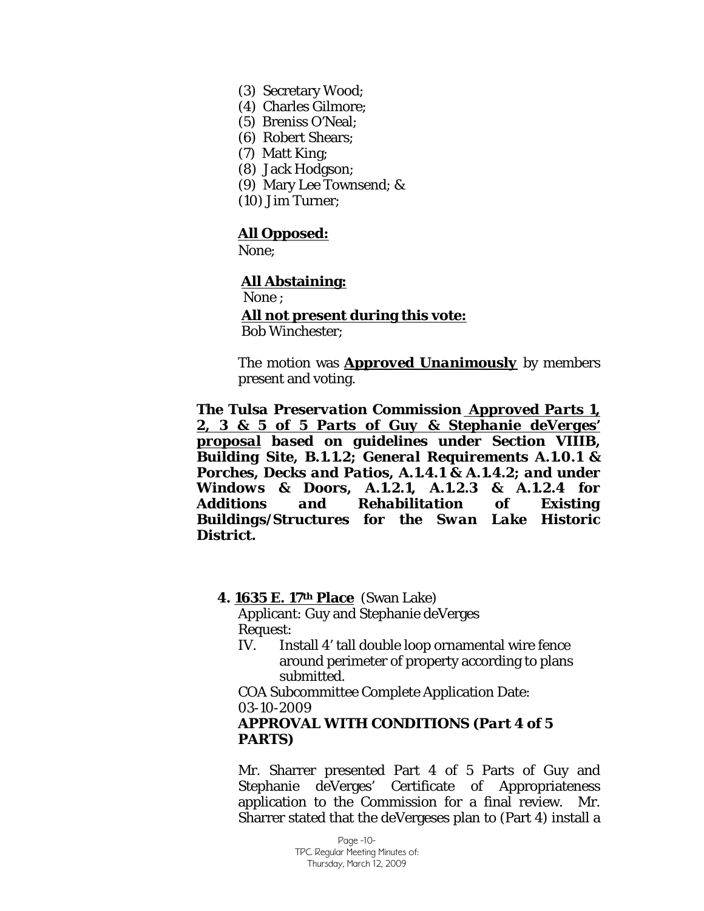(3) Secretary Wood;
(4) Charles Gilmore;
(5) Breniss O'Neal;
(6) Robert Shears;
(7) Matt King;
(8) Jack Hodgson;
(9) Mary Lee Townsend; &
(10) Jim Turner;

**All Opposed:**
None;

**All Abstaining:**
None ;

**All not present during this vote:**
Bob Winchester;

The motion was ***Approved Unanimously*** by members present and voting.

***The Tulsa Preservation Commission Approved Parts 1, 2, 3 & 5 of 5 Parts of Guy & Stephanie deVerges' proposal based on guidelines under Section VIIIB, Building Site, B.1.1.2; General Requirements A.1.0.1 & Porches, Decks and Patios, A.1.4.1 & A.1.4.2; and under Windows & Doors, A.1.2.1, A.1.2.3 & A.1.2.4 for Additions and Rehabilitation of Existing Buildings/Structures for the Swan Lake Historic District.***

**4. 1635 E. 17th Place** (Swan Lake)

Applicant: Guy and Stephanie deVerges

Request:

IV. Install 4' tall double loop ornamental wire fence around perimeter of property according to plans submitted.

COA Subcommittee Complete Application Date: 03-10-2009

***APPROVAL WITH CONDITIONS (Part 4 of 5 PARTS)***

Mr. Sharrer presented Part 4 of 5 Parts of Guy and Stephanie deVerges' Certificate of Appropriateness application to the Commission for a final review. Mr. Sharrer stated that the deVergeses plan to (Part 4) install a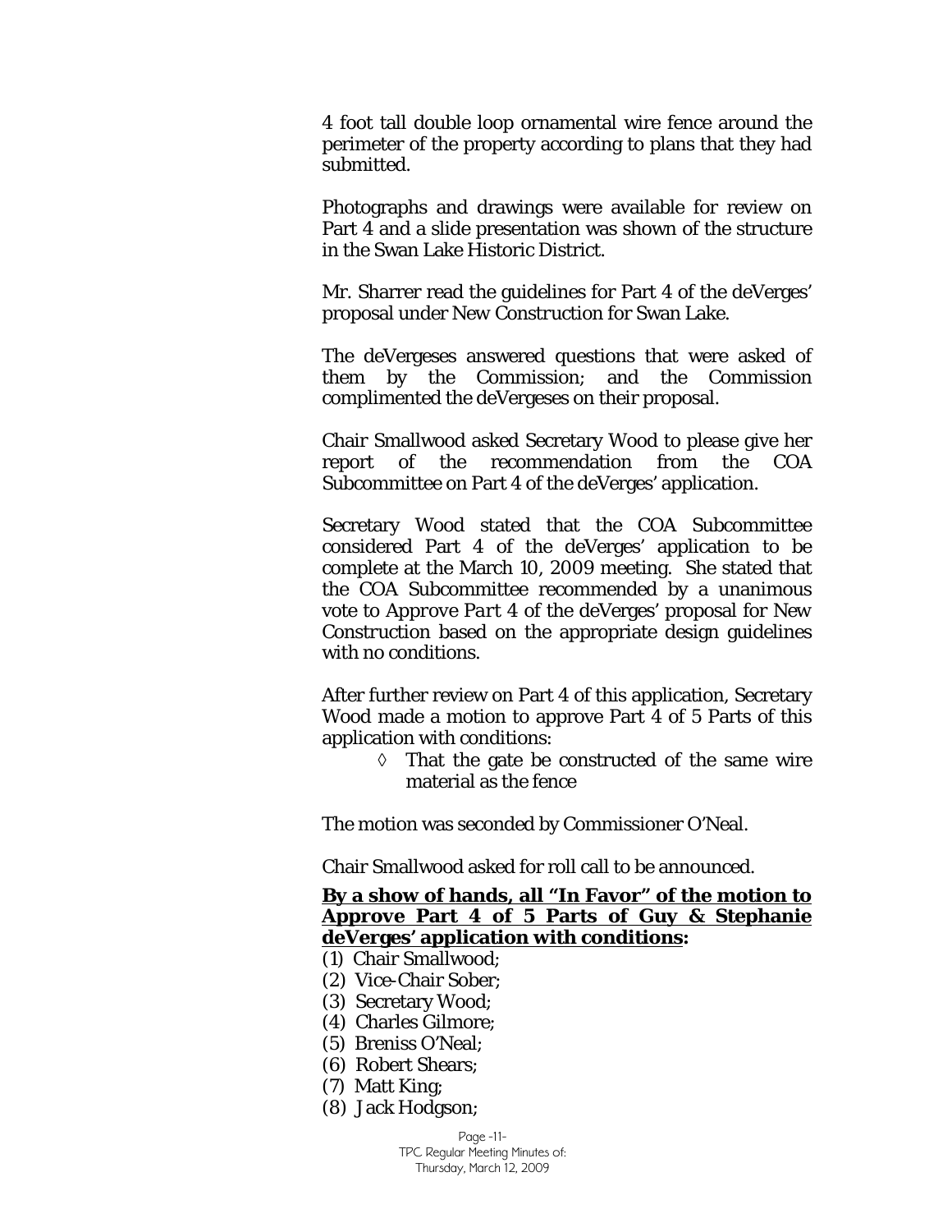4 foot tall double loop ornamental wire fence around the perimeter of the property according to plans that they had submitted.

Photographs and drawings were available for review on Part 4 and a slide presentation was shown of the structure in the Swan Lake Historic District.

Mr. Sharrer read the guidelines for Part 4 of the deVerges' proposal under New Construction for Swan Lake.

The deVergeses answered questions that were asked of them by the Commission; and the Commission complimented the deVergeses on their proposal.

Chair Smallwood asked Secretary Wood to please give her report of the recommendation from the COA Subcommittee on Part 4 of the deVerges' application.

Secretary Wood stated that the COA Subcommittee considered Part 4 of the deVerges' application to be complete at the March 10, 2009 meeting. She stated that the COA Subcommittee recommended by a unanimous vote to *Approve Part 4* of the deVerges' proposal for New Construction based on the appropriate design guidelines with no conditions.

After further review on Part 4 of this application, Secretary Wood made a motion to approve Part 4 of 5 Parts of this application with conditions:

- ◊ That the gate be constructed of the same wire material as the fence

The motion was seconded by Commissioner O'Neal.

Chair Smallwood asked for roll call to be announced.

**By a show of hands, all "In Favor" of the motion to Approve Part 4 of 5 Parts of Guy & Stephanie deVerges' application with conditions:**

(1) Chair Smallwood;
(2) Vice-Chair Sober;
(3) Secretary Wood;
(4) Charles Gilmore;
(5) Breniss O'Neal;
(6) Robert Shears;
(7) Matt King;
(8) Jack Hodgson;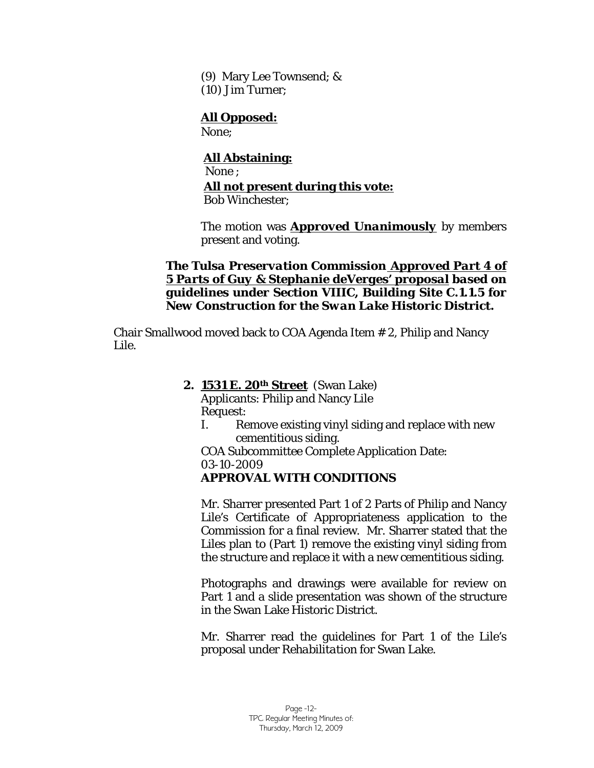(9) Mary Lee Townsend; &
(10) Jim Turner;

**All Opposed:**
None;

**All Abstaining:**
None ;

**All not present during this vote:**
Bob Winchester;

The motion was ***Approved Unanimously*** by members present and voting.

***The Tulsa Preservation Commission Approved Part 4 of 5 Parts of Guy & Stephanie deVerges' proposal based on guidelines under Section VIIIC, Building Site C.1.1.5 for New Construction for the Swan Lake Historic District.***

Chair Smallwood moved back to COA Agenda Item # 2, Philip and Nancy Lile.

**2. 1531 E. 20th Street** (Swan Lake)
Applicants: Philip and Nancy Lile
Request:
I. Remove existing vinyl siding and replace with new cementitious siding.

COA Subcommittee Complete Application Date:
03-10-2009
**APPROVAL WITH CONDITIONS**

Mr. Sharrer presented Part 1 of 2 Parts of Philip and Nancy Lile's Certificate of Appropriateness application to the Commission for a final review. Mr. Sharrer stated that the Liles plan to (Part 1) remove the existing vinyl siding from the structure and replace it with a new cementitious siding.

Photographs and drawings were available for review on Part 1 and a slide presentation was shown of the structure in the Swan Lake Historic District.

Mr. Sharrer read the guidelines for Part 1 of the Lile's proposal under *Rehabilitation* for Swan Lake.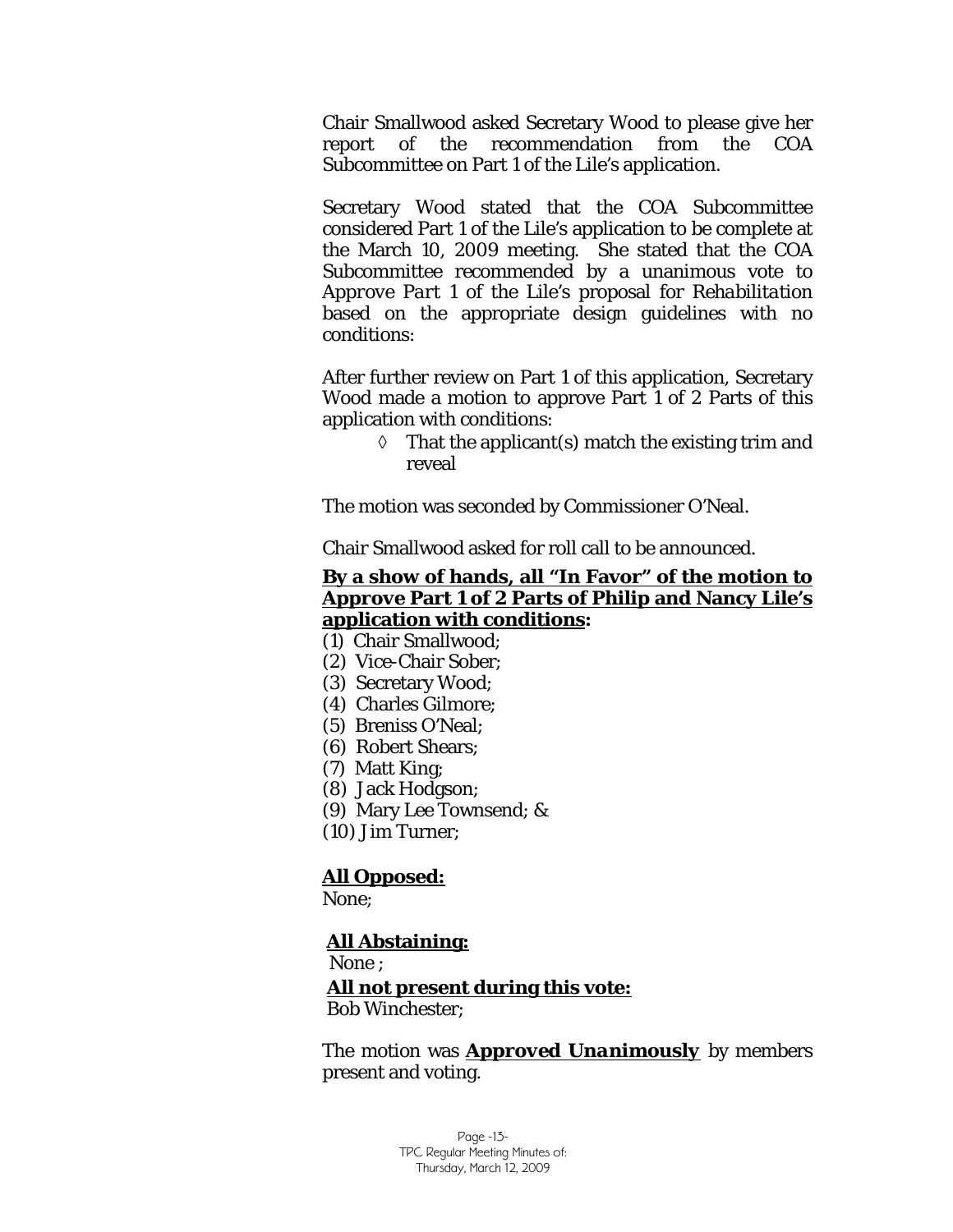Chair Smallwood asked Secretary Wood to please give her report of the recommendation from the COA Subcommittee on Part 1 of the Lile's application.

Secretary Wood stated that the COA Subcommittee considered Part 1 of the Lile's application to be complete at the March 10, 2009 meeting. She stated that the COA Subcommittee recommended by a unanimous vote to *Approve Part 1 of the Lile's proposal for Rehabilitation* based on the appropriate design guidelines with no conditions:

After further review on Part 1 of this application, Secretary Wood made a motion to approve Part 1 of 2 Parts of this application with conditions:

- ◊ That the applicant(s) match the existing trim and reveal

The motion was seconded by Commissioner O'Neal.

Chair Smallwood asked for roll call to be announced.

**By a show of hands, all "In Favor" of the motion to Approve Part 1 of 2 Parts of Philip and Nancy Lile's application with conditions:**

(1) Chair Smallwood;
(2) Vice-Chair Sober;
(3) Secretary Wood;
(4) Charles Gilmore;
(5) Breniss O'Neal;
(6) Robert Shears;
(7) Matt King;
(8) Jack Hodgson;
(9) Mary Lee Townsend; &
(10) Jim Turner;

**All Opposed:**
None;

**All Abstaining:**
None ;

**All not present during this vote:**
Bob Winchester;

The motion was ***Approved Unanimously*** by members present and voting.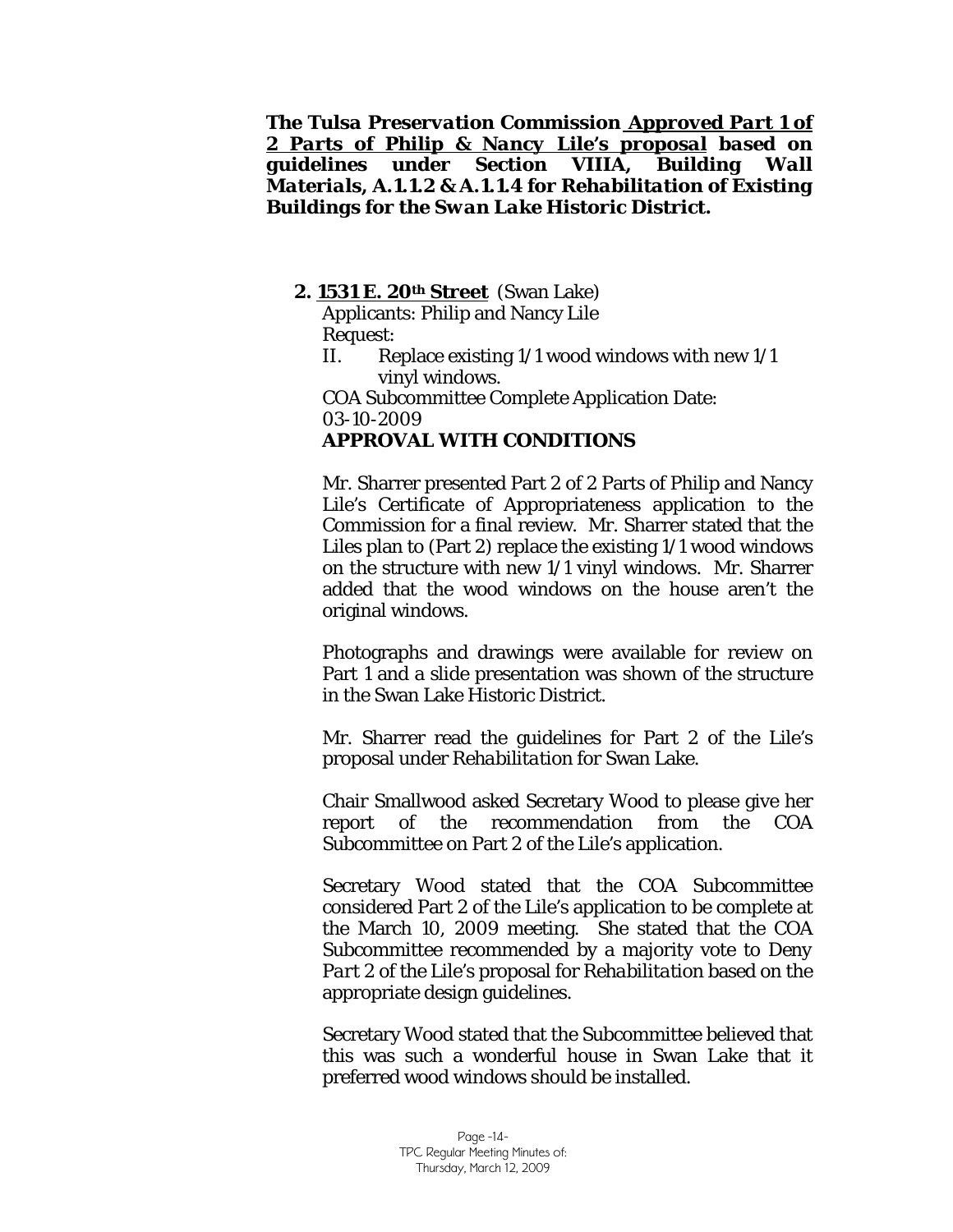***The Tulsa Preservation Commission <u>Approved Part 1 of 2 Parts of Philip & Nancy Lile's proposal</u> based on guidelines under Section VIIIA, Building Wall Materials, A.1.1.2 & A.1.1.4 for Rehabilitation of Existing Buildings for the Swan Lake Historic District.***

**2. <u>1531 E. 20th Street</u>** (Swan Lake)

Applicants: Philip and Nancy Lile

Request:

II. Replace existing 1/1 wood windows with new 1/1 vinyl windows.

COA Subcommittee Complete Application Date: 03-10-2009

**APPROVAL WITH CONDITIONS**

Mr. Sharrer presented Part 2 of 2 Parts of Philip and Nancy Lile's Certificate of Appropriateness application to the Commission for a final review. Mr. Sharrer stated that the Liles plan to (Part 2) replace the existing 1/1 wood windows on the structure with new 1/1 vinyl windows. Mr. Sharrer added that the wood windows on the house aren't the original windows.

Photographs and drawings were available for review on Part 1 and a slide presentation was shown of the structure in the Swan Lake Historic District.

Mr. Sharrer read the guidelines for Part 2 of the Lile's proposal under *Rehabilitation* for Swan Lake.

Chair Smallwood asked Secretary Wood to please give her report of the recommendation from the COA Subcommittee on Part 2 of the Lile's application.

Secretary Wood stated that the COA Subcommittee considered Part 2 of the Lile's application to be complete at the March 10, 2009 meeting. She stated that the COA Subcommittee recommended by a majority vote to Deny *Part 2* of the Lile's proposal for *Rehabilitation* based on the appropriate design guidelines.

Secretary Wood stated that the Subcommittee believed that this was such a wonderful house in Swan Lake that it preferred wood windows should be installed.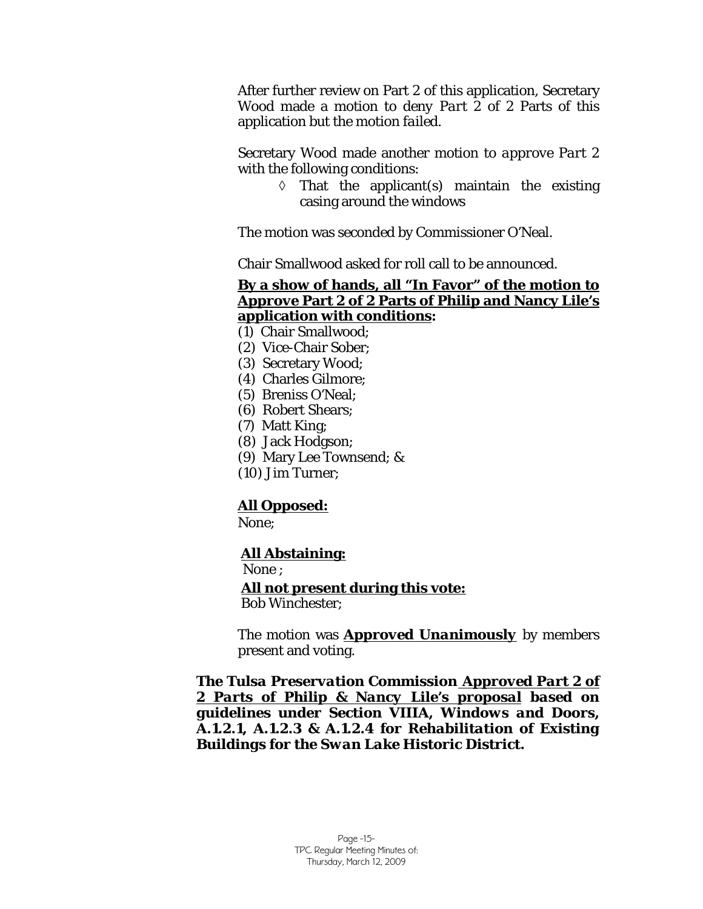After further review on Part 2 of this application, Secretary Wood made a motion to *deny Part 2 of 2 Parts* of this application but the motion *failed.*

Secretary Wood made another motion to *approve Part 2* with the following conditions:

- ◊ That the applicant(s) maintain the existing casing around the windows

The motion was seconded by Commissioner O'Neal.

Chair Smallwood asked for roll call to be announced.

**By a show of hands, all "In Favor" of the motion to Approve Part 2 of 2 Parts of Philip and Nancy Lile's application with conditions:**

(1) Chair Smallwood;
(2) Vice-Chair Sober;
(3) Secretary Wood;
(4) Charles Gilmore;
(5) Breniss O'Neal;
(6) Robert Shears;
(7) Matt King;
(8) Jack Hodgson;
(9) Mary Lee Townsend; &
(10) Jim Turner;

**All Opposed:**
None;

**All Abstaining:**
None ;

**All not present during this vote:**
Bob Winchester;

The motion was ***Approved Unanimously*** by members present and voting.

***The Tulsa Preservation Commission Approved Part 2 of 2 Parts of Philip & Nancy Lile's proposal based on guidelines under Section VIIIA, Windows and Doors, A.1.2.1, A.1.2.3 & A.1.2.4 for Rehabilitation of Existing Buildings for the Swan Lake Historic District.***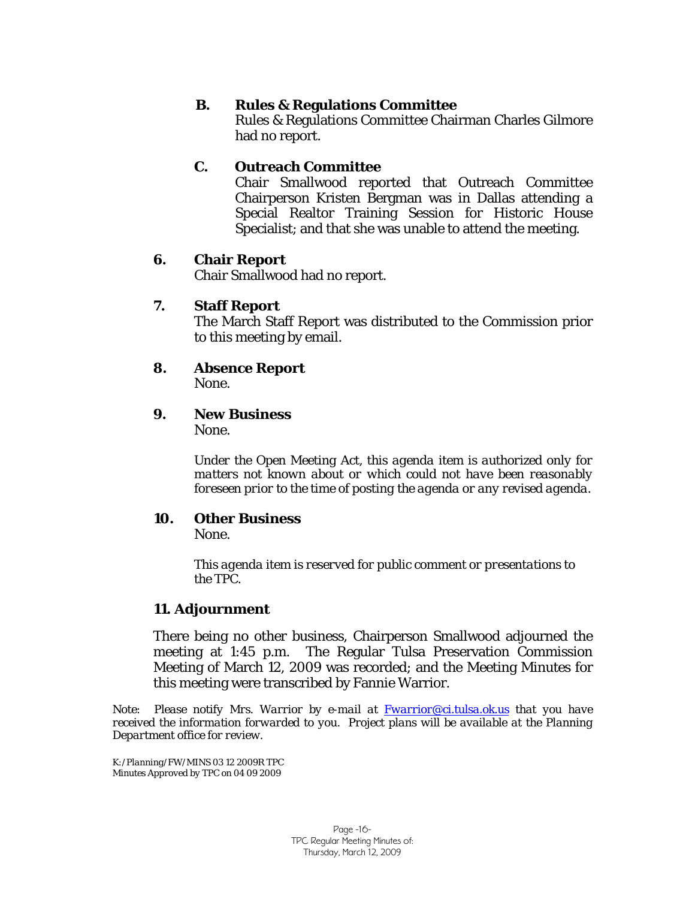### B. Rules & Regulations Committee

Rules & Regulations Committee Chairman Charles Gilmore had no report.

### C. Outreach Committee

Chair Smallwood reported that Outreach Committee Chairperson Kristen Bergman was in Dallas attending a Special Realtor Training Session for Historic House Specialist; and that she was unable to attend the meeting.

### 6. Chair Report

Chair Smallwood had no report.

### 7. Staff Report

The March Staff Report was distributed to the Commission prior to this meeting by email.

### 8. Absence Report

None.

### 9. New Business

None.

*Under the Open Meeting Act, this agenda item is authorized only for matters not known about or which could not have been reasonably foreseen prior to the time of posting the agenda or any revised agenda.*

### 10. Other Business

None.

*This agenda item is reserved for public comment or presentations to the TPC.*

### 11. Adjournment

There being no other business, Chairperson Smallwood adjourned the meeting at 1:45 p.m. The Regular Tulsa Preservation Commission Meeting of March 12, 2009 was recorded; and the Meeting Minutes for this meeting were transcribed by Fannie Warrior.

*Note: Please notify Mrs. Warrior by e-mail at Fwarrior@ci.tulsa.ok.us that you have received the information forwarded to you. Project plans will be available at the Planning Department office for review.*

K:/Planning/FW/MINS 03 12 2009R TPC
Minutes Approved by TPC on 04 09 2009